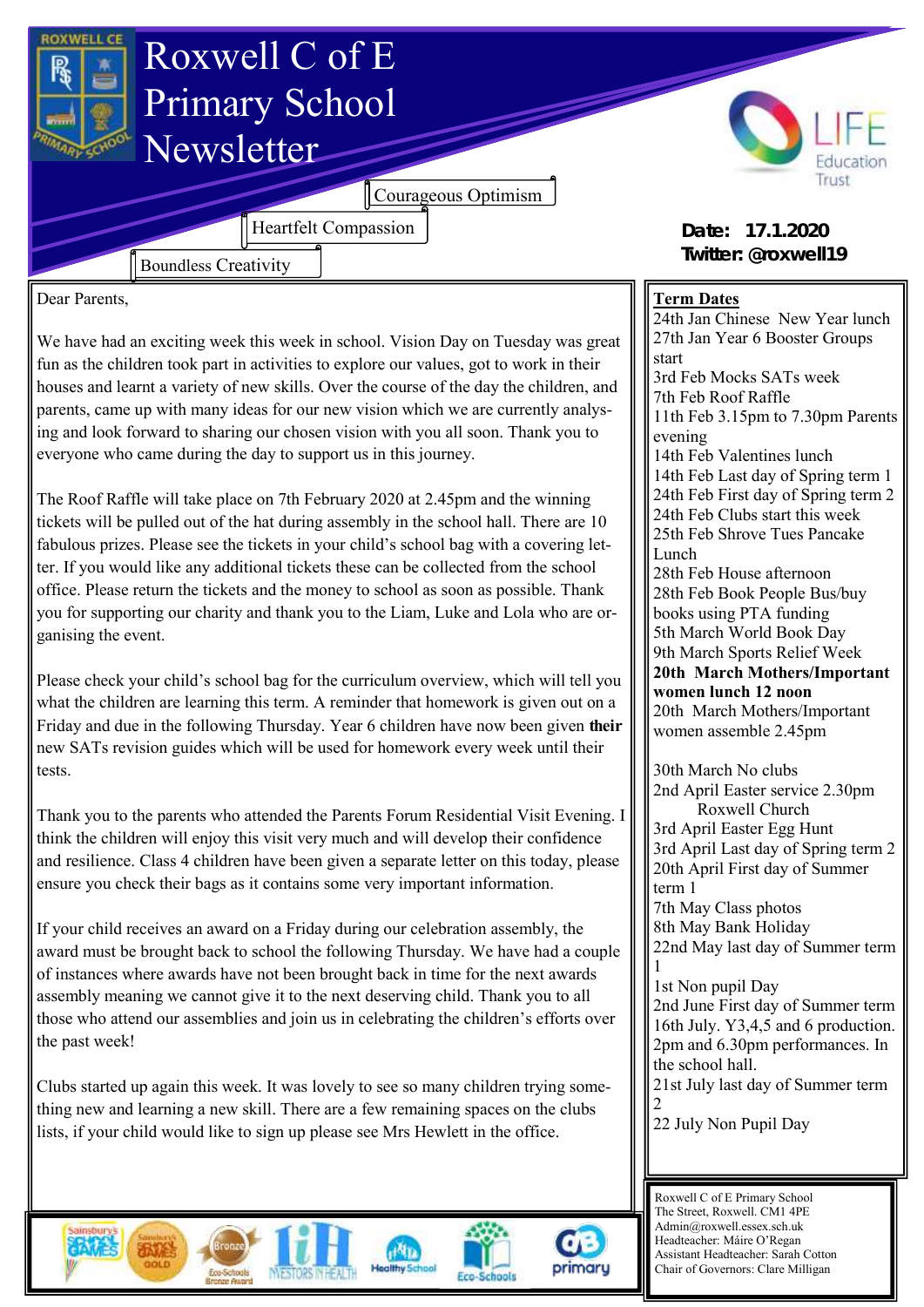# Roxwell C of E Primary School Newsletter

Courageous Optimism

Heartfelt Compassion

Boundless Creativity

**Date: 17.1.2020**
**Twitter: @roxwell19**

Dear Parents,

We have had an exciting week this week in school. Vision Day on Tuesday was great fun as the children took part in activities to explore our values, got to work in their houses and learnt a variety of new skills. Over the course of the day the children, and parents, came up with many ideas for our new vision which we are currently analysing and look forward to sharing our chosen vision with you all soon. Thank you to everyone who came during the day to support us in this journey.

The Roof Raffle will take place on 7th February 2020 at 2.45pm and the winning tickets will be pulled out of the hat during assembly in the school hall. There are 10 fabulous prizes. Please see the tickets in your child's school bag with a covering letter. If you would like any additional tickets these can be collected from the school office. Please return the tickets and the money to school as soon as possible. Thank you for supporting our charity and thank you to the Liam, Luke and Lola who are organising the event.

Please check your child's school bag for the curriculum overview, which will tell you what the children are learning this term. A reminder that homework is given out on a Friday and due in the following Thursday. Year 6 children have now been given **their** new SATs revision guides which will be used for homework every week until their tests.

Thank you to the parents who attended the Parents Forum Residential Visit Evening. I think the children will enjoy this visit very much and will develop their confidence and resilience. Class 4 children have been given a separate letter on this today, please ensure you check their bags as it contains some very important information.

If your child receives an award on a Friday during our celebration assembly, the award must be brought back to school the following Thursday. We have had a couple of instances where awards have not been brought back in time for the next awards assembly meaning we cannot give it to the next deserving child. Thank you to all those who attend our assemblies and join us in celebrating the children's efforts over the past week!

Clubs started up again this week. It was lovely to see so many children trying something new and learning a new skill. There are a few remaining spaces on the clubs lists, if your child would like to sign up please see Mrs Hewlett in the office.

## Term Dates

24th Jan Chinese New Year lunch
27th Jan Year 6 Booster Groups start
3rd Feb Mocks SATs week
7th Feb Roof Raffle
11th Feb 3.15pm to 7.30pm Parents evening
14th Feb Valentines lunch
14th Feb Last day of Spring term 1
24th Feb First day of Spring term 2
24th Feb Clubs start this week
25th Feb Shrove Tues Pancake Lunch
28th Feb House afternoon
28th Feb Book People Bus/buy books using PTA funding
5th March World Book Day
9th March Sports Relief Week
**20th March Mothers/Important women lunch 12 noon**
20th March Mothers/Important women assemble 2.45pm

30th March No clubs
2nd April Easter service 2.30pm Roxwell Church
3rd April Easter Egg Hunt
3rd April Last day of Spring term 2
20th April First day of Summer term 1
7th May Class photos
8th May Bank Holiday
22nd May last day of Summer term 1
1st Non pupil Day
2nd June First day of Summer term
16th July. Y3,4,5 and 6 production. 2pm and 6.30pm performances. In the school hall.
21st July last day of Summer term 2
22 July Non Pupil Day

Roxwell C of E Primary School
The Street, Roxwell. CM1 4PE
Admin@roxwell.essex.sch.uk
Headteacher: Máire O'Regan
Assistant Headteacher: Sarah Cotton
Chair of Governors: Clare Milligan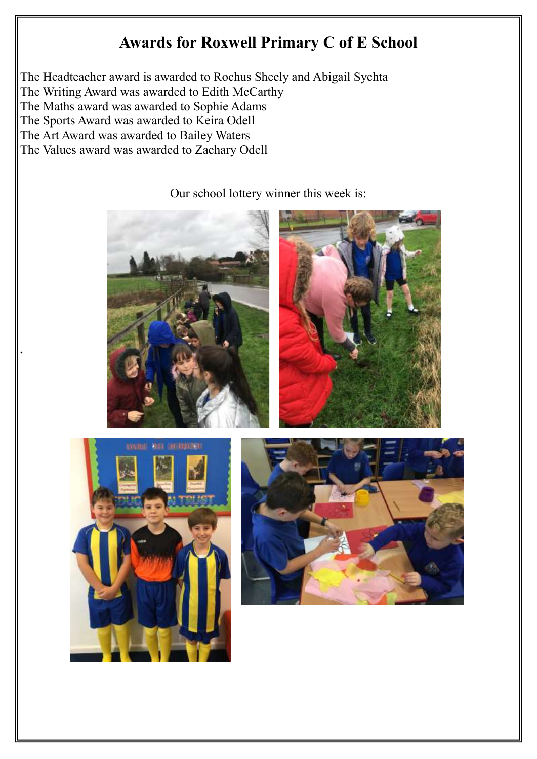# Awards for Roxwell Primary C of E School

The Headteacher award is awarded to Rochus Sheely and Abigail Sychta
The Writing Award was awarded to Edith McCarthy
The Maths award was awarded to Sophie Adams
The Sports Award was awarded to Keira Odell
The Art Award was awarded to Bailey Waters
The Values award was awarded to Zachary Odell

Our school lottery winner this week is: